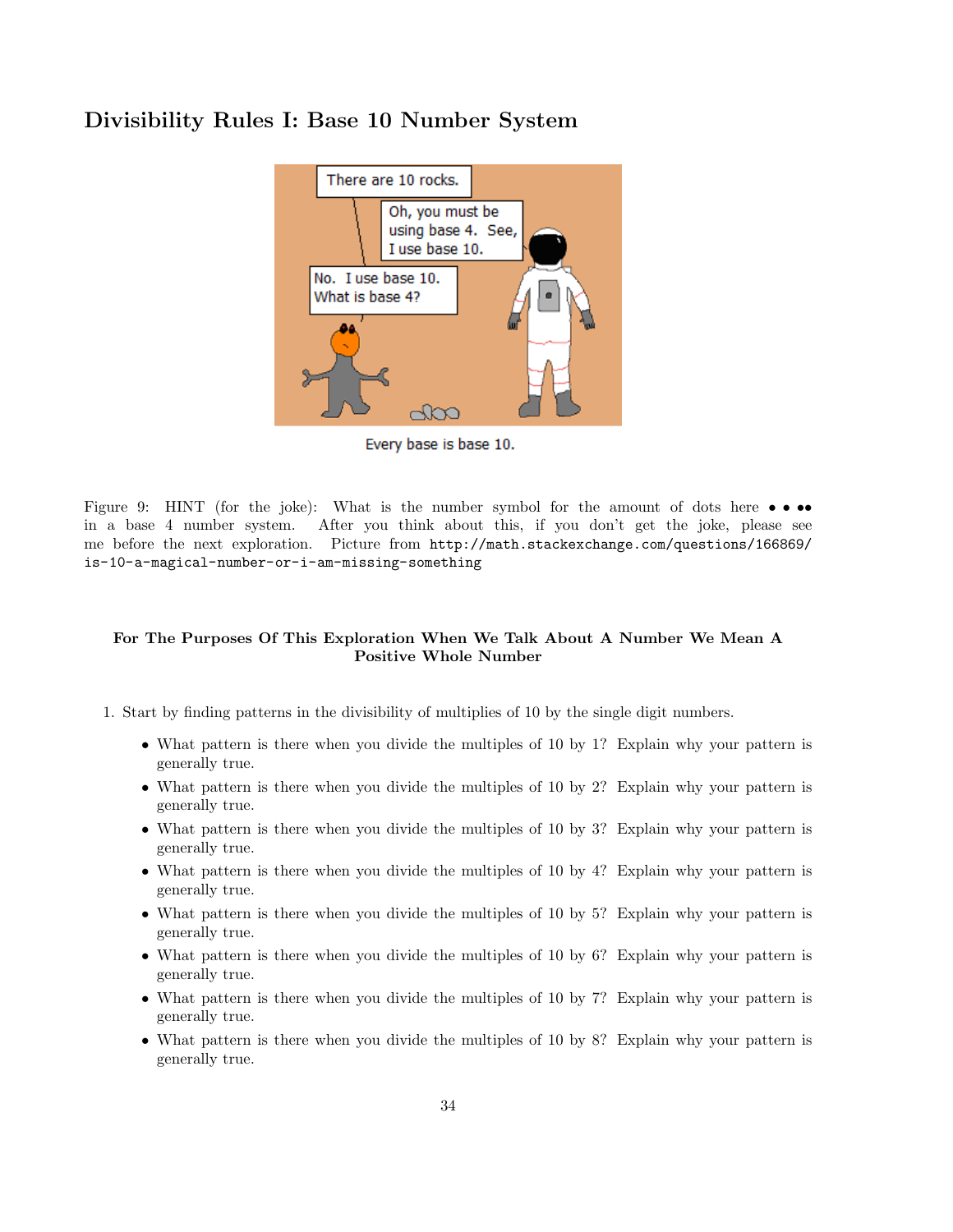# Divisibility Rules I: Base 10 Number System

Every base is base 10.

Figure 9: HINT (for the joke): What is the number symbol for the amount of dots here • • • •• in a base 4 number system. After you think about this, if you don't get the joke, please see me before the next exploration. Picture from http://math.stackexchange.com/questions/166869/is-10-a-magical-number-or-i-am-missing-something

**For The Purposes Of This Exploration When We Talk About A Number We Mean A Positive Whole Number**

1. Start by finding patterns in the divisibility of multiples of 10 by the single digit numbers.
   - What pattern is there when you divide the multiples of 10 by 1? Explain why your pattern is generally true.
   - What pattern is there when you divide the multiples of 10 by 2? Explain why your pattern is generally true.
   - What pattern is there when you divide the multiples of 10 by 3? Explain why your pattern is generally true.
   - What pattern is there when you divide the multiples of 10 by 4? Explain why your pattern is generally true.
   - What pattern is there when you divide the multiples of 10 by 5? Explain why your pattern is generally true.
   - What pattern is there when you divide the multiples of 10 by 6? Explain why your pattern is generally true.
   - What pattern is there when you divide the multiples of 10 by 7? Explain why your pattern is generally true.
   - What pattern is there when you divide the multiples of 10 by 8? Explain why your pattern is generally true.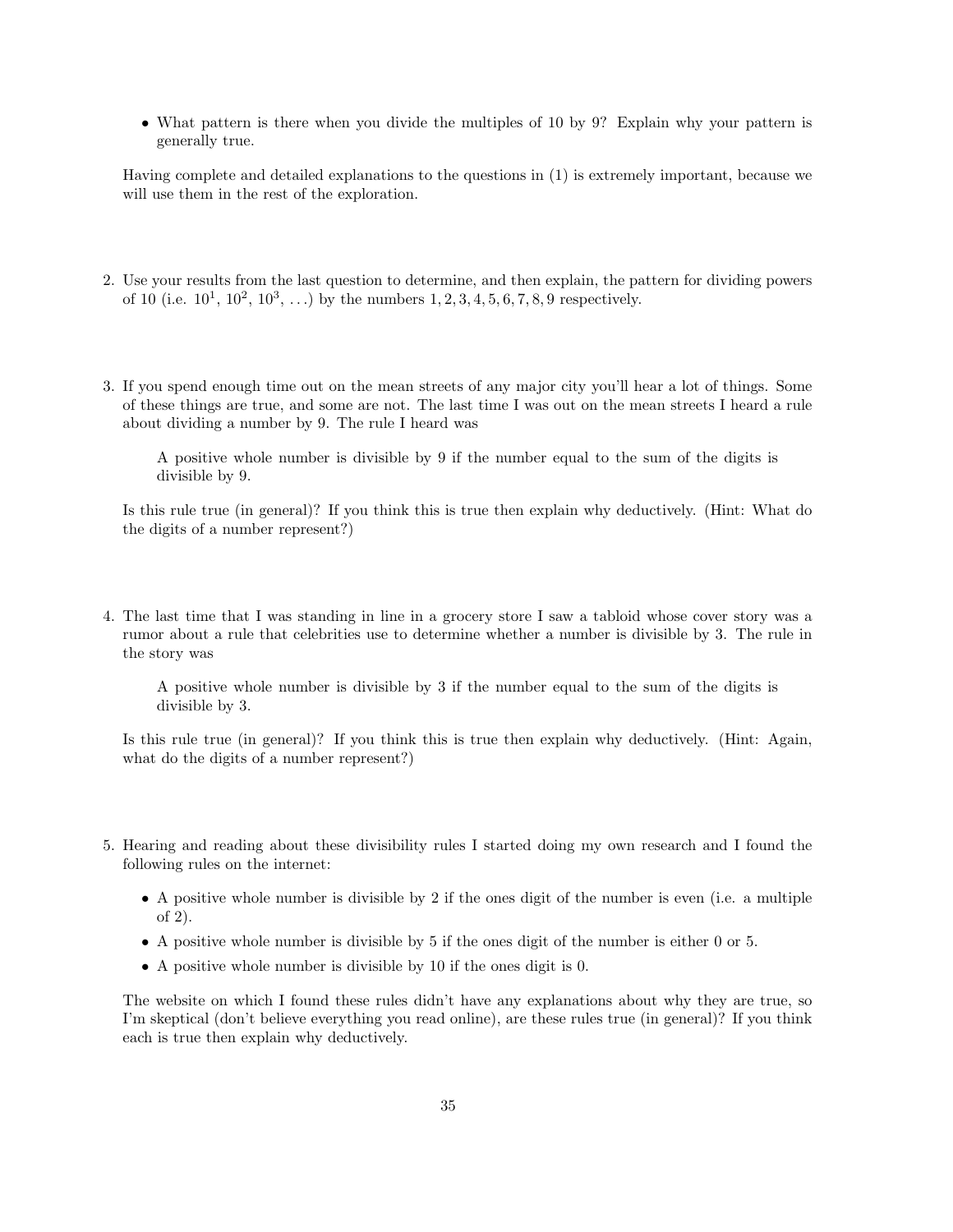- What pattern is there when you divide the multiples of 10 by 9? Explain why your pattern is generally true.

Having complete and detailed explanations to the questions in (1) is extremely important, because we will use them in the rest of the exploration.

2. Use your results from the last question to determine, and then explain, the pattern for dividing powers of 10 (i.e. $10^1$, $10^2$, $10^3$, ...) by the numbers $1, 2, 3, 4, 5, 6, 7, 8, 9$ respectively.

3. If you spend enough time out on the mean streets of any major city you'll hear a lot of things. Some of these things are true, and some are not. The last time I was out on the mean streets I heard a rule about dividing a number by 9. The rule I heard was

   > A positive whole number is divisible by 9 if the number equal to the sum of the digits is divisible by 9.

   Is this rule true (in general)? If you think this is true then explain why deductively. (Hint: What do the digits of a number represent?)

4. The last time that I was standing in line in a grocery store I saw a tabloid whose cover story was a rumor about a rule that celebrities use to determine whether a number is divisible by 3. The rule in the story was

   > A positive whole number is divisible by 3 if the number equal to the sum of the digits is divisible by 3.

   Is this rule true (in general)? If you think this is true then explain why deductively. (Hint: Again, what do the digits of a number represent?)

5. Hearing and reading about these divisibility rules I started doing my own research and I found the following rules on the internet:

   - A positive whole number is divisible by 2 if the ones digit of the number is even (i.e. a multiple of 2).
   - A positive whole number is divisible by 5 if the ones digit of the number is either 0 or 5.
   - A positive whole number is divisible by 10 if the ones digit is 0.

   The website on which I found these rules didn't have any explanations about why they are true, so I'm skeptical (don't believe everything you read online), are these rules true (in general)? If you think each is true then explain why deductively.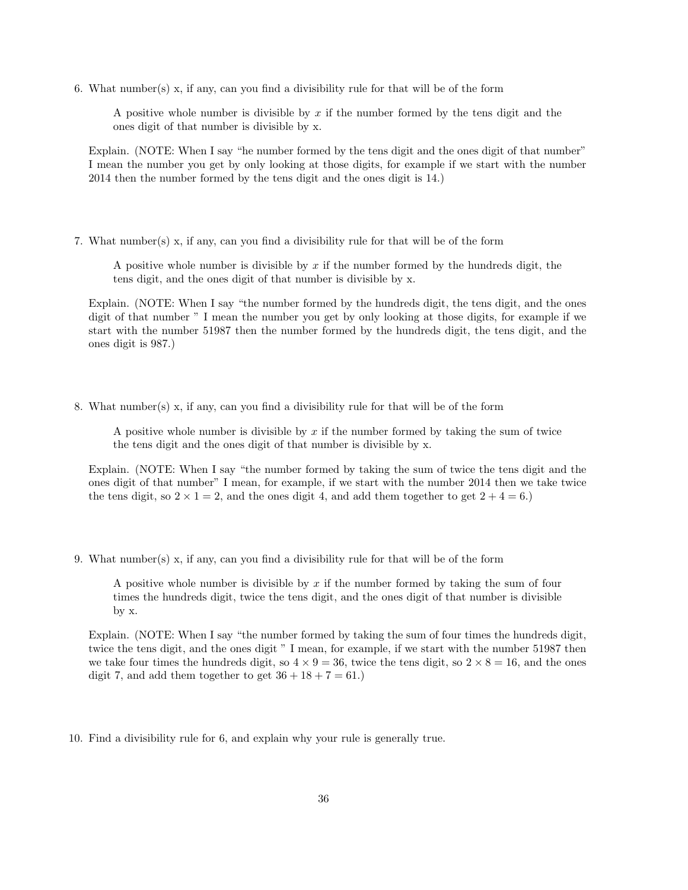6. What number(s) x, if any, can you find a divisibility rule for that will be of the form

   > A positive whole number is divisible by $x$ if the number formed by the tens digit and the ones digit of that number is divisible by x.

   Explain. (NOTE: When I say "he number formed by the tens digit and the ones digit of that number" I mean the number you get by only looking at those digits, for example if we start with the number 2014 then the number formed by the tens digit and the ones digit is 14.)

7. What number(s) x, if any, can you find a divisibility rule for that will be of the form

   > A positive whole number is divisible by $x$ if the number formed by the hundreds digit, the tens digit, and the ones digit of that number is divisible by x.

   Explain. (NOTE: When I say "the number formed by the hundreds digit, the tens digit, and the ones digit of that number " I mean the number you get by only looking at those digits, for example if we start with the number 51987 then the number formed by the hundreds digit, the tens digit, and the ones digit is 987.)

8. What number(s) x, if any, can you find a divisibility rule for that will be of the form

   > A positive whole number is divisible by $x$ if the number formed by taking the sum of twice the tens digit and the ones digit of that number is divisible by x.

   Explain. (NOTE: When I say "the number formed by taking the sum of twice the tens digit and the ones digit of that number" I mean, for example, if we start with the number 2014 then we take twice the tens digit, so $2 \times 1 = 2$, and the ones digit 4, and add them together to get $2 + 4 = 6$.)

9. What number(s) x, if any, can you find a divisibility rule for that will be of the form

   > A positive whole number is divisible by $x$ if the number formed by taking the sum of four times the hundreds digit, twice the tens digit, and the ones digit of that number is divisible by x.

   Explain. (NOTE: When I say "the number formed by taking the sum of four times the hundreds digit, twice the tens digit, and the ones digit " I mean, for example, if we start with the number 51987 then we take four times the hundreds digit, so $4 \times 9 = 36$, twice the tens digit, so $2 \times 8 = 16$, and the ones digit 7, and add them together to get $36 + 18 + 7 = 61$.)

10. Find a divisibility rule for 6, and explain why your rule is generally true.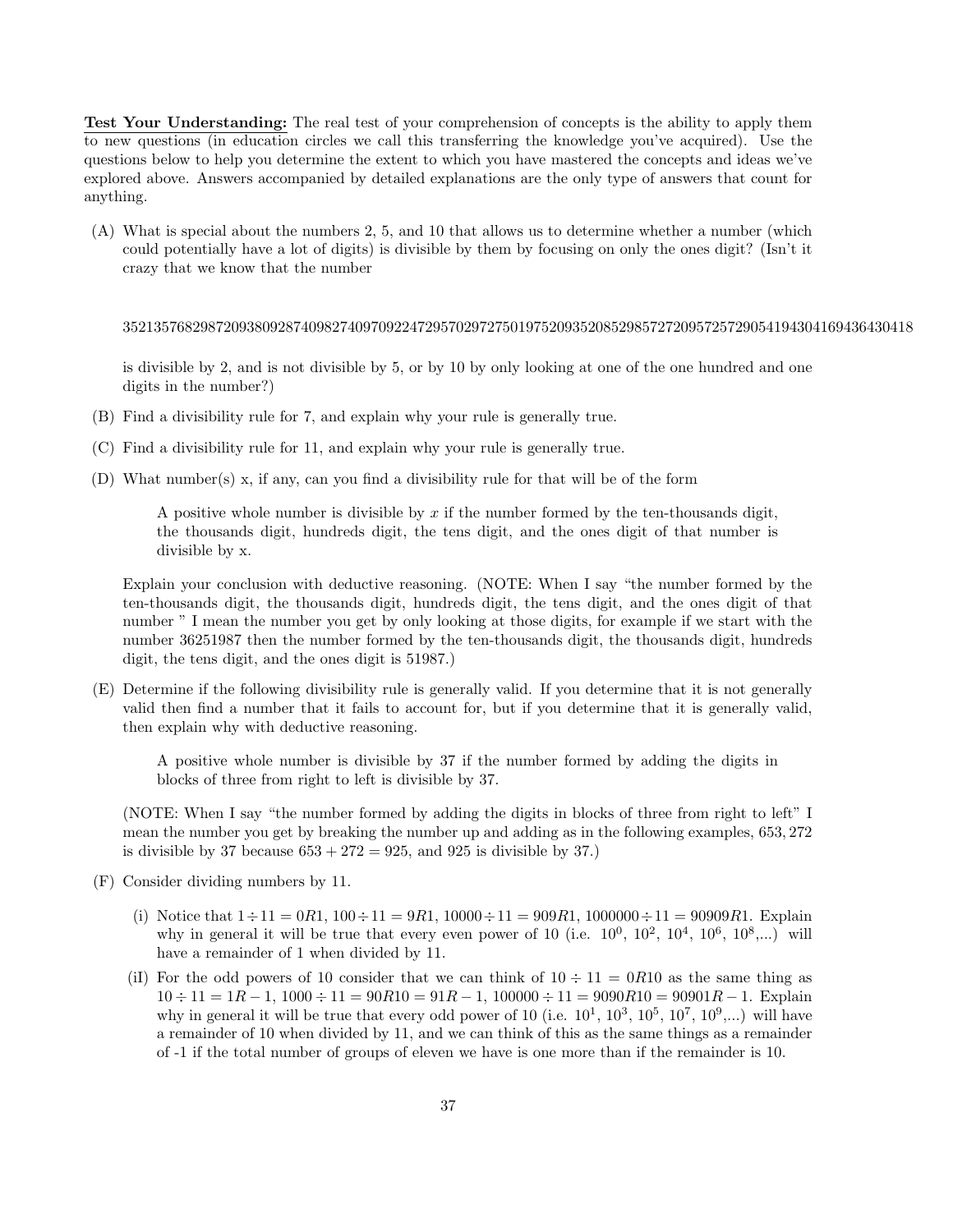**Test Your Understanding:** The real test of your comprehension of concepts is the ability to apply them to new questions (in education circles we call this transferring the knowledge you've acquired). Use the questions below to help you determine the extent to which you have mastered the concepts and ideas we've explored above. Answers accompanied by detailed explanations are the only type of answers that count for anything.

(A) What is special about the numbers 2, 5, and 10 that allows us to determine whether a number (which could potentially have a lot of digits) is divisible by them by focusing on only the ones digit? (Isn't it crazy that we know that the number

35213576829872093809287409827409709224729570297275019752093520852985727209572572905419430416943643041 8

is divisible by 2, and is not divisible by 5, or by 10 by only looking at one of the one hundred and one digits in the number?)

(B) Find a divisibility rule for 7, and explain why your rule is generally true.

(C) Find a divisibility rule for 11, and explain why your rule is generally true.

(D) What number(s) x, if any, can you find a divisibility rule for that will be of the form

> A positive whole number is divisible by $x$ if the number formed by the ten-thousands digit, the thousands digit, hundreds digit, the tens digit, and the ones digit of that number is divisible by x.

Explain your conclusion with deductive reasoning. (NOTE: When I say "the number formed by the ten-thousands digit, the thousands digit, hundreds digit, the tens digit, and the ones digit of that number " I mean the number you get by only looking at those digits, for example if we start with the number 36251987 then the number formed by the ten-thousands digit, the thousands digit, hundreds digit, the tens digit, and the ones digit is 51987.)

(E) Determine if the following divisibility rule is generally valid. If you determine that it is not generally valid then find a number that it fails to account for, but if you determine that it is generally valid, then explain why with deductive reasoning.

> A positive whole number is divisible by 37 if the number formed by adding the digits in blocks of three from right to left is divisible by 37.

(NOTE: When I say "the number formed by adding the digits in blocks of three from right to left" I mean the number you get by breaking the number up and adding as in the following examples, 653, 272 is divisible by 37 because $653 + 272 = 925$, and 925 is divisible by 37.)

(F) Consider dividing numbers by 11.

(i) Notice that $1 \div 11 = 0R1$, $100 \div 11 = 9R1$, $10000 \div 11 = 909R1$, $1000000 \div 11 = 90909R1$. Explain why in general it will be true that every even power of 10 (i.e. $10^0$, $10^2$, $10^4$, $10^6$, $10^8$,...) will have a remainder of 1 when divided by 11.

(iI) For the odd powers of 10 consider that we can think of $10 \div 11 = 0R10$ as the same thing as $10 \div 11 = 1R-1$, $1000 \div 11 = 90R10 = 91R-1$, $100000 \div 11 = 9090R10 = 90901R-1$. Explain why in general it will be true that every odd power of 10 (i.e. $10^1$, $10^3$, $10^5$, $10^7$, $10^9$,...) will have a remainder of 10 when divided by 11, and we can think of this as the same things as a remainder of -1 if the total number of groups of eleven we have is one more than if the remainder is 10.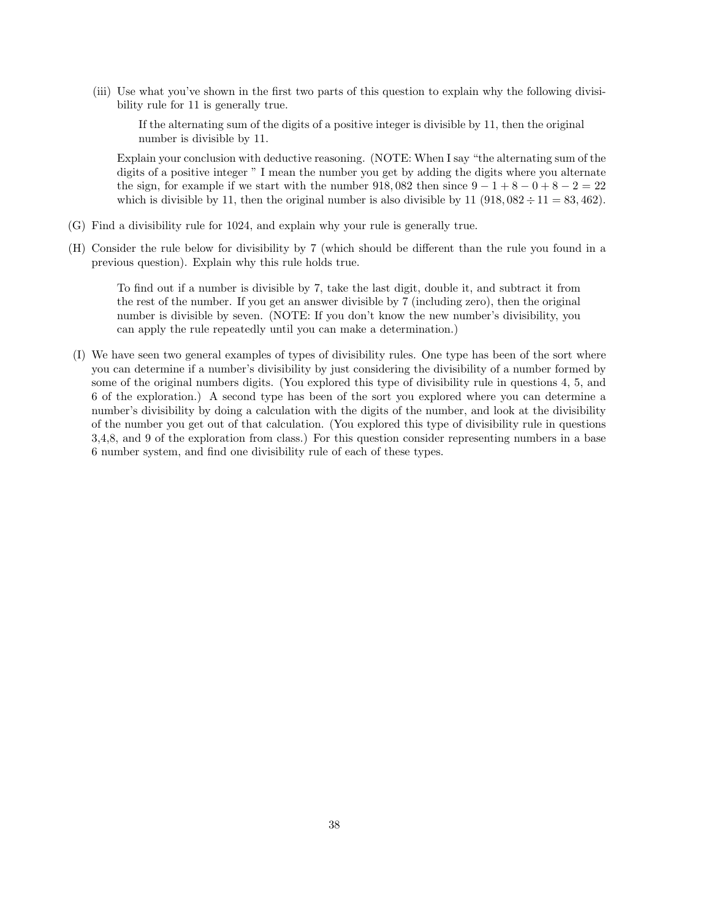(iii) Use what you've shown in the first two parts of this question to explain why the following divisibility rule for 11 is generally true.

> If the alternating sum of the digits of a positive integer is divisible by 11, then the original number is divisible by 11.

Explain your conclusion with deductive reasoning. (NOTE: When I say "the alternating sum of the digits of a positive integer " I mean the number you get by adding the digits where you alternate the sign, for example if we start with the number 918,082 then since $9 - 1 + 8 - 0 + 8 - 2 = 22$ which is divisible by 11, then the original number is also divisible by 11 ($918,082 \div 11 = 83,462$).

(G) Find a divisibility rule for 1024, and explain why your rule is generally true.

(H) Consider the rule below for divisibility by 7 (which should be different than the rule you found in a previous question). Explain why this rule holds true.

> To find out if a number is divisible by 7, take the last digit, double it, and subtract it from the rest of the number. If you get an answer divisible by 7 (including zero), then the original number is divisible by seven. (NOTE: If you don't know the new number's divisibility, you can apply the rule repeatedly until you can make a determination.)

(I) We have seen two general examples of types of divisibility rules. One type has been of the sort where you can determine if a number's divisibility by just considering the divisibility of a number formed by some of the original numbers digits. (You explored this type of divisibility rule in questions 4, 5, and 6 of the exploration.) A second type has been of the sort you explored where you can determine a number's divisibility by doing a calculation with the digits of the number, and look at the divisibility of the number you get out of that calculation. (You explored this type of divisibility rule in questions 3,4,8, and 9 of the exploration from class.) For this question consider representing numbers in a base 6 number system, and find one divisibility rule of each of these types.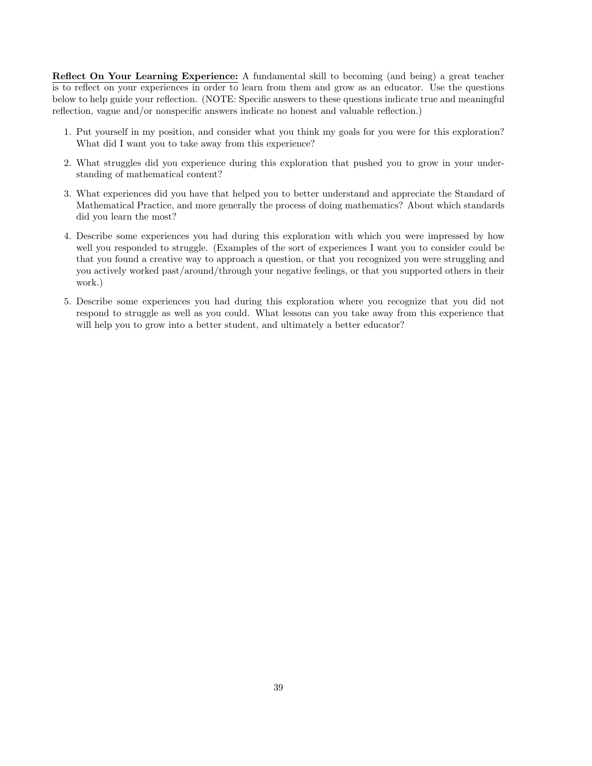**<u>Reflect On Your Learning Experience:</u>** A fundamental skill to becoming (and being) a great teacher is to reflect on your experiences in order to learn from them and grow as an educator. Use the questions below to help guide your reflection. (NOTE: Specific answers to these questions indicate true and meaningful reflection, vague and/or nonspecific answers indicate no honest and valuable reflection.)

1. Put yourself in my position, and consider what you think my goals for you were for this exploration? What did I want you to take away from this experience?
2. What struggles did you experience during this exploration that pushed you to grow in your understanding of mathematical content?
3. What experiences did you have that helped you to better understand and appreciate the Standard of Mathematical Practice, and more generally the process of doing mathematics? About which standards did you learn the most?
4. Describe some experiences you had during this exploration with which you were impressed by how well you responded to struggle. (Examples of the sort of experiences I want you to consider could be that you found a creative way to approach a question, or that you recognized you were struggling and you actively worked past/around/through your negative feelings, or that you supported others in their work.)
5. Describe some experiences you had during this exploration where you recognize that you did not respond to struggle as well as you could. What lessons can you take away from this experience that will help you to grow into a better student, and ultimately a better educator?